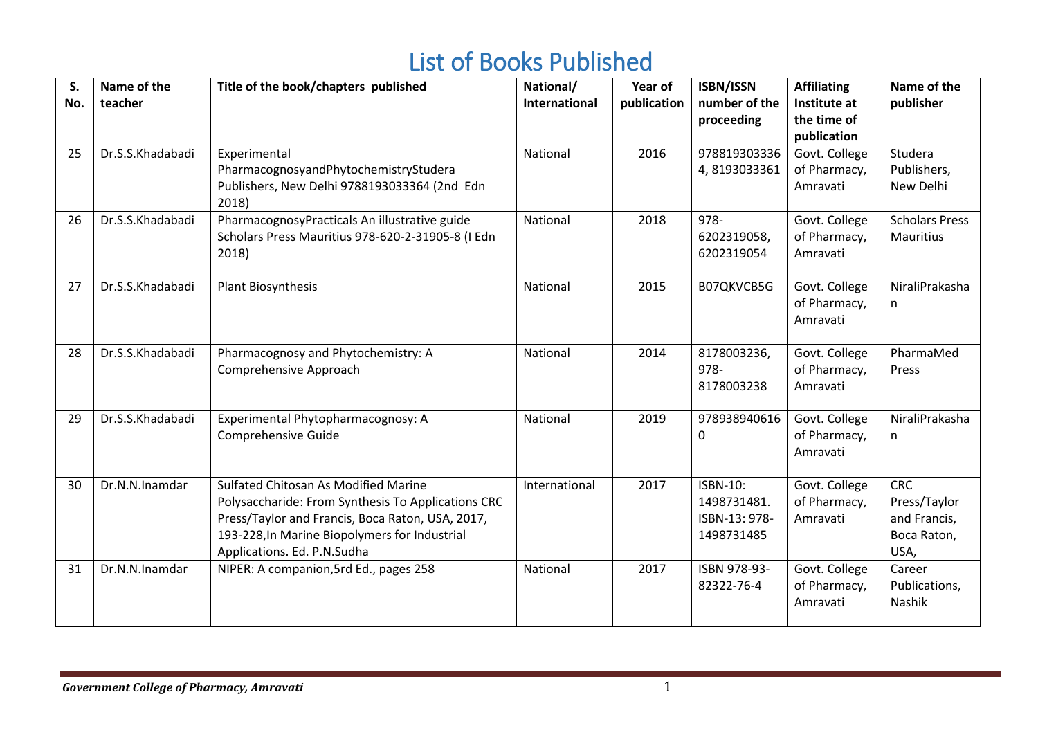# List of Books Published

| S. No. | Name of the teacher | Title of the book/chapters published | National/ International | Year of publication | ISBN/ISSN number of the proceeding | Affiliating Institute at the time of publication | Name of the publisher |
|---|---|---|---|---|---|---|---|
| 25 | Dr.S.S.Khadabadi | Experimental PharmacognosyandPhytochemistryStudera Publishers, New Delhi 9788193033364 (2nd Edn 2018) | National | 2016 | 9788193033364, 8193033361 | Govt. College of Pharmacy, Amravati | Studera Publishers, New Delhi |
| 26 | Dr.S.S.Khadabadi | PharmacognosyPracticals An illustrative guide Scholars Press Mauritius 978-620-2-31905-8 (I Edn 2018) | National | 2018 | 978-6202319058, 6202319054 | Govt. College of Pharmacy, Amravati | Scholars Press Mauritius |
| 27 | Dr.S.S.Khadabadi | Plant Biosynthesis | National | 2015 | B07QKVCB5G | Govt. College of Pharmacy, Amravati | NiraliPrakashan |
| 28 | Dr.S.S.Khadabadi | Pharmacognosy and Phytochemistry: A Comprehensive Approach | National | 2014 | 8178003236, 978-8178003238 | Govt. College of Pharmacy, Amravati | PharmaMed Press |
| 29 | Dr.S.S.Khadabadi | Experimental Phytopharmacognosy: A Comprehensive Guide | National | 2019 | 9789389406160 | Govt. College of Pharmacy, Amravati | NiraliPrakashan |
| 30 | Dr.N.N.Inamdar | Sulfated Chitosan As Modified Marine Polysaccharide: From Synthesis To Applications CRC Press/Taylor and Francis, Boca Raton, USA, 2017, 193-228,In Marine Biopolymers for Industrial Applications. Ed. P.N.Sudha | International | 2017 | ISBN-10: 1498731481. ISBN-13: 978-1498731485 | Govt. College of Pharmacy, Amravati | CRC Press/Taylor and Francis, Boca Raton, USA, |
| 31 | Dr.N.N.Inamdar | NIPER: A companion,5rd Ed., pages 258 | National | 2017 | ISBN 978-93-82322-76-4 | Govt. College of Pharmacy, Amravati | Career Publications, Nashik |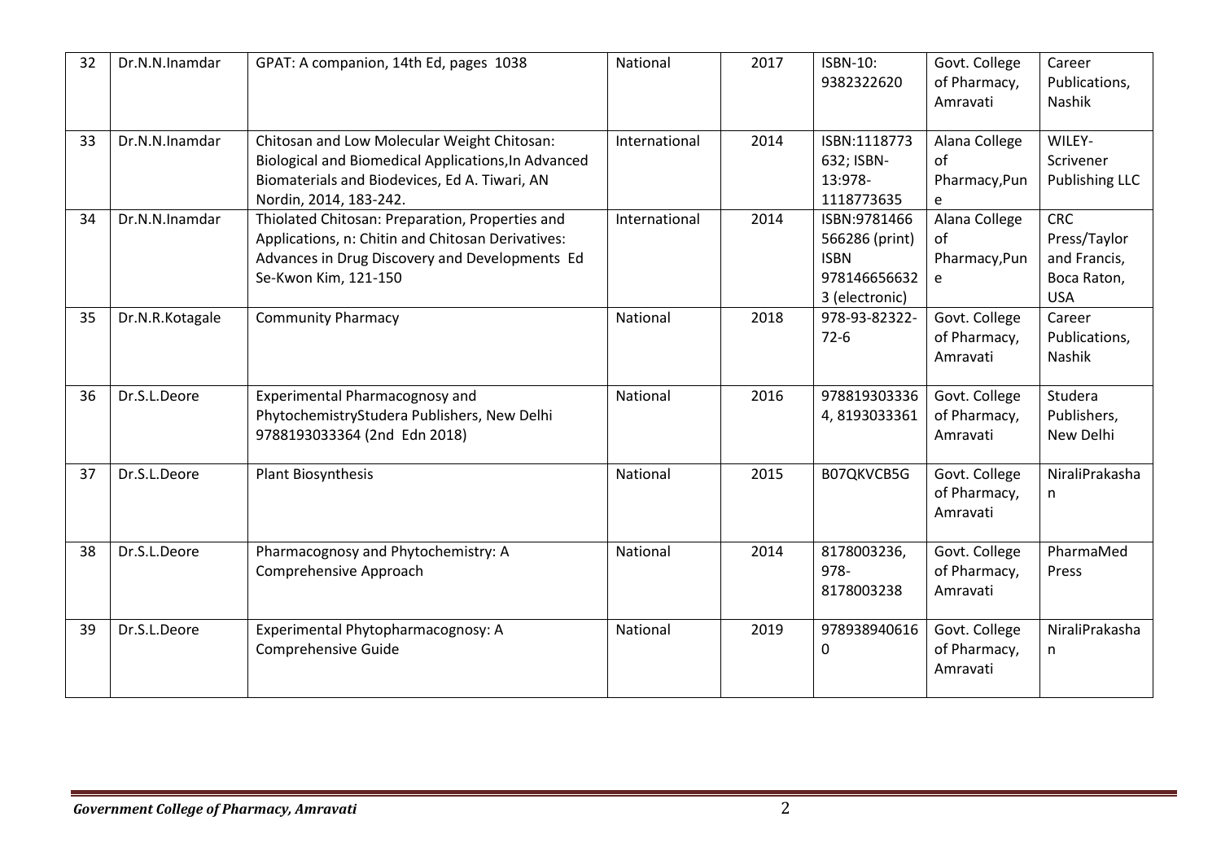| 32 | Dr.N.N.Inamdar | GPAT: A companion, 14th Ed, pages 1038 | National | 2017 | ISBN-10: 9382322620 | Govt. College of Pharmacy, Amravati | Career Publications, Nashik |
|---|---|---|---|---|---|---|---|
| 33 | Dr.N.N.Inamdar | Chitosan and Low Molecular Weight Chitosan: Biological and Biomedical Applications,In Advanced Biomaterials and Biodevices, Ed A. Tiwari, AN Nordin, 2014, 183-242. | International | 2014 | ISBN:1118773632; ISBN-13:978-1118773635 | Alana College of Pharmacy,Pune | WILEY-Scrivener Publishing LLC |
| 34 | Dr.N.N.Inamdar | Thiolated Chitosan: Preparation, Properties and Applications, n: Chitin and Chitosan Derivatives: Advances in Drug Discovery and Developments Ed Se-Kwon Kim, 121-150 | International | 2014 | ISBN:9781466566286 (print) ISBN 9781466566323 (electronic) | Alana College of Pharmacy,Pune | CRC Press/Taylor and Francis, Boca Raton, USA |
| 35 | Dr.N.R.Kotagale | Community Pharmacy | National | 2018 | 978-93-82322-72-6 | Govt. College of Pharmacy, Amravati | Career Publications, Nashik |
| 36 | Dr.S.L.Deore | Experimental Pharmacognosy and PhytochemistryStudera Publishers, New Delhi 9788193033364 (2nd Edn 2018) | National | 2016 | 9788193033364, 8193033361 | Govt. College of Pharmacy, Amravati | Studera Publishers, New Delhi |
| 37 | Dr.S.L.Deore | Plant Biosynthesis | National | 2015 | B07QKVCB5G | Govt. College of Pharmacy, Amravati | NiraliPrakashan |
| 38 | Dr.S.L.Deore | Pharmacognosy and Phytochemistry: A Comprehensive Approach | National | 2014 | 8178003236, 978-8178003238 | Govt. College of Pharmacy, Amravati | PharmaMed Press |
| 39 | Dr.S.L.Deore | Experimental Phytopharmacognosy: A Comprehensive Guide | National | 2019 | 9789389406160 | Govt. College of Pharmacy, Amravati | NiraliPrakashan |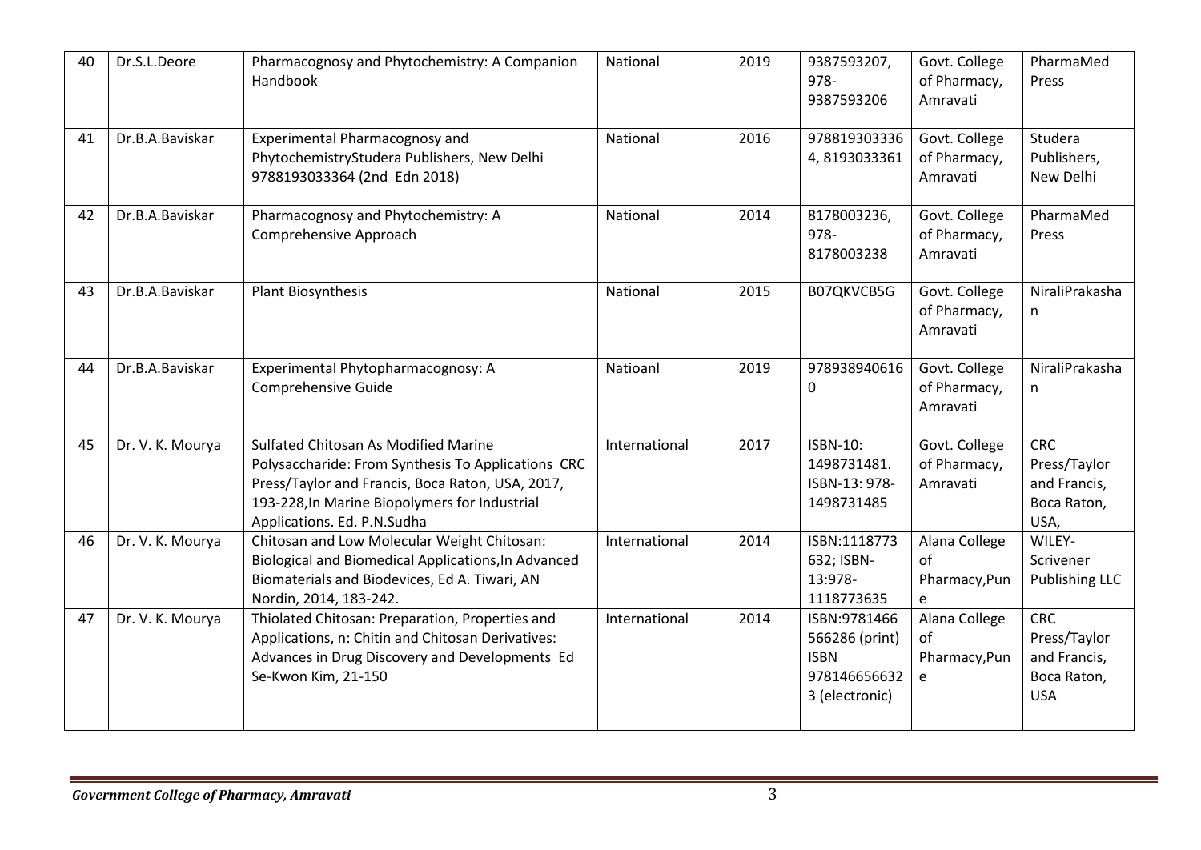| | | | | | | | |
|---|---|---|---|---|---|---|---|
| 40 | Dr.S.L.Deore | Pharmacognosy and Phytochemistry: A Companion Handbook | National | 2019 | 9387593207, 978-9387593206 | Govt. College of Pharmacy, Amravati | PharmaMed Press |
| 41 | Dr.B.A.Baviskar | Experimental Pharmacognosy and PhytochemistryStudera Publishers, New Delhi 9788193033364 (2nd Edn 2018) | National | 2016 | 9788193033364, 8193033361 | Govt. College of Pharmacy, Amravati | Studera Publishers, New Delhi |
| 42 | Dr.B.A.Baviskar | Pharmacognosy and Phytochemistry: A Comprehensive Approach | National | 2014 | 8178003236, 978-8178003238 | Govt. College of Pharmacy, Amravati | PharmaMed Press |
| 43 | Dr.B.A.Baviskar | Plant Biosynthesis | National | 2015 | B07QKVCB5G | Govt. College of Pharmacy, Amravati | NiraliPrakashan |
| 44 | Dr.B.A.Baviskar | Experimental Phytopharmacognosy: A Comprehensive Guide | Natioanl | 2019 | 9789389406160 | Govt. College of Pharmacy, Amravati | NiraliPrakashan |
| 45 | Dr. V. K. Mourya | Sulfated Chitosan As Modified Marine Polysaccharide: From Synthesis To Applications CRC Press/Taylor and Francis, Boca Raton, USA, 2017, 193-228,In Marine Biopolymers for Industrial Applications. Ed. P.N.Sudha | International | 2017 | ISBN-10: 1498731481. ISBN-13: 978-1498731485 | Govt. College of Pharmacy, Amravati | CRC Press/Taylor and Francis, Boca Raton, USA, |
| 46 | Dr. V. K. Mourya | Chitosan and Low Molecular Weight Chitosan: Biological and Biomedical Applications,In Advanced Biomaterials and Biodevices, Ed A. Tiwari, AN Nordin, 2014, 183-242. | International | 2014 | ISBN:1118773632; ISBN-13:978-1118773635 | Alana College of Pharmacy,Pune | WILEY-Scrivener Publishing LLC |
| 47 | Dr. V. K. Mourya | Thiolated Chitosan: Preparation, Properties and Applications, n: Chitin and Chitosan Derivatives: Advances in Drug Discovery and Developments Ed Se-Kwon Kim, 21-150 | International | 2014 | ISBN:9781466566286 (print) ISBN 9781466566323 (electronic) | Alana College of Pharmacy,Pune | CRC Press/Taylor and Francis, Boca Raton, USA |